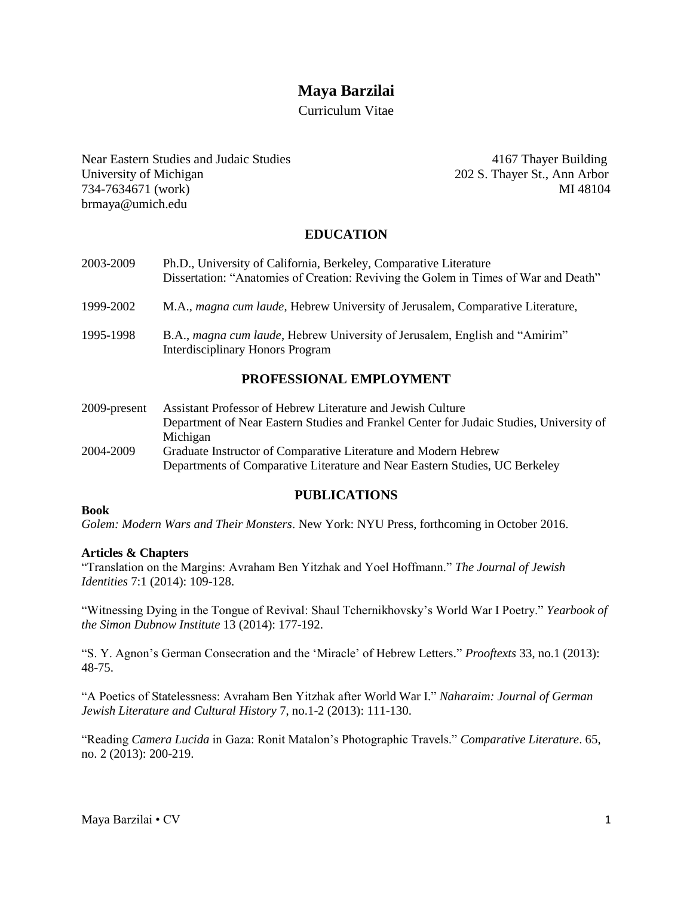# Maya Barzilai

Curriculum Vitae

Near Eastern Studies and Judaic Studies
University of Michigan
734-7634671 (work)
brmaya@umich.edu

4167 Thayer Building
202 S. Thayer St., Ann Arbor
MI 48104

## EDUCATION

2003-2009 Ph.D., University of California, Berkeley, Comparative Literature
Dissertation: "Anatomies of Creation: Reviving the Golem in Times of War and Death"

1999-2002 M.A., *magna cum laude*, Hebrew University of Jerusalem, Comparative Literature,

1995-1998 B.A., *magna cum laude*, Hebrew University of Jerusalem, English and "Amirim" Interdisciplinary Honors Program

## PROFESSIONAL EMPLOYMENT

2009-present Assistant Professor of Hebrew Literature and Jewish Culture
Department of Near Eastern Studies and Frankel Center for Judaic Studies, University of Michigan

2004-2009 Graduate Instructor of Comparative Literature and Modern Hebrew
Departments of Comparative Literature and Near Eastern Studies, UC Berkeley

## PUBLICATIONS

**Book**

*Golem: Modern Wars and Their Monsters*. New York: NYU Press, forthcoming in October 2016.

**Articles & Chapters**

"Translation on the Margins: Avraham Ben Yitzhak and Yoel Hoffmann." *The Journal of Jewish Identities* 7:1 (2014): 109-128.

"Witnessing Dying in the Tongue of Revival: Shaul Tchernikhovsky's World War I Poetry." *Yearbook of the Simon Dubnow Institute* 13 (2014): 177-192.

"S. Y. Agnon's German Consecration and the 'Miracle' of Hebrew Letters." *Prooftexts* 33, no.1 (2013): 48-75.

"A Poetics of Statelessness: Avraham Ben Yitzhak after World War I." *Naharaim: Journal of German Jewish Literature and Cultural History* 7, no.1-2 (2013): 111-130.

"Reading *Camera Lucida* in Gaza: Ronit Matalon's Photographic Travels." *Comparative Literature*. 65, no. 2 (2013): 200-219.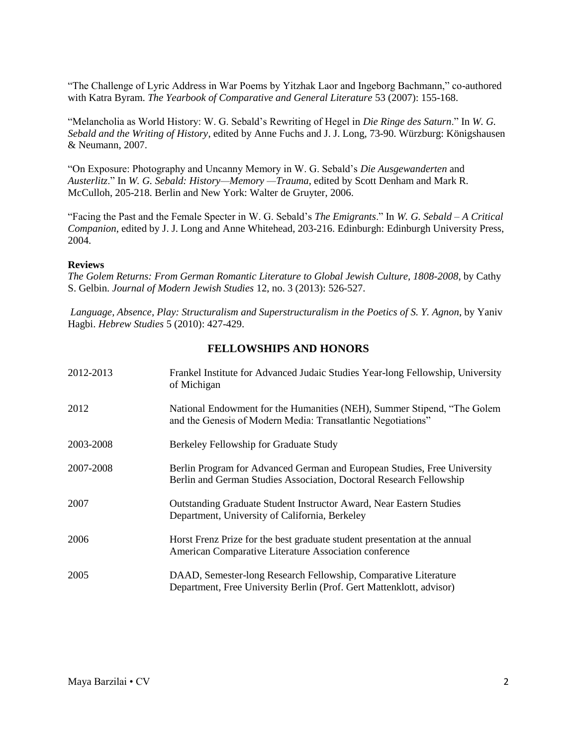"The Challenge of Lyric Address in War Poems by Yitzhak Laor and Ingeborg Bachmann," co-authored with Katra Byram. *The Yearbook of Comparative and General Literature* 53 (2007): 155-168.

"Melancholia as World History: W. G. Sebald's Rewriting of Hegel in *Die Ringe des Saturn*." In *W. G. Sebald and the Writing of History*, edited by Anne Fuchs and J. J. Long, 73-90. Würzburg: Königshausen & Neumann, 2007.

"On Exposure: Photography and Uncanny Memory in W. G. Sebald's *Die Ausgewanderten* and *Austerlitz*." In *W. G. Sebald: History—Memory —Trauma*, edited by Scott Denham and Mark R. McCulloh, 205-218. Berlin and New York: Walter de Gruyter, 2006.

"Facing the Past and the Female Specter in W. G. Sebald's *The Emigrants*." In *W. G. Sebald – A Critical Companion*, edited by J. J. Long and Anne Whitehead, 203-216. Edinburgh: Edinburgh University Press, 2004.

**Reviews**

*The Golem Returns: From German Romantic Literature to Global Jewish Culture, 1808-2008*, by Cathy S. Gelbin. *Journal of Modern Jewish Studies* 12, no. 3 (2013): 526-527.

*Language, Absence, Play: Structuralism and Superstructuralism in the Poetics of S. Y. Agnon*, by Yaniv Hagbi. *Hebrew Studies* 5 (2010): 427-429.

## FELLOWSHIPS AND HONORS

| | |
|---|---|
| 2012-2013 | Frankel Institute for Advanced Judaic Studies Year-long Fellowship, University of Michigan |
| 2012 | National Endowment for the Humanities (NEH), Summer Stipend, "The Golem and the Genesis of Modern Media: Transatlantic Negotiations" |
| 2003-2008 | Berkeley Fellowship for Graduate Study |
| 2007-2008 | Berlin Program for Advanced German and European Studies, Free University Berlin and German Studies Association, Doctoral Research Fellowship |
| 2007 | Outstanding Graduate Student Instructor Award, Near Eastern Studies Department, University of California, Berkeley |
| 2006 | Horst Frenz Prize for the best graduate student presentation at the annual American Comparative Literature Association conference |
| 2005 | DAAD, Semester-long Research Fellowship, Comparative Literature Department, Free University Berlin (Prof. Gert Mattenklott, advisor) |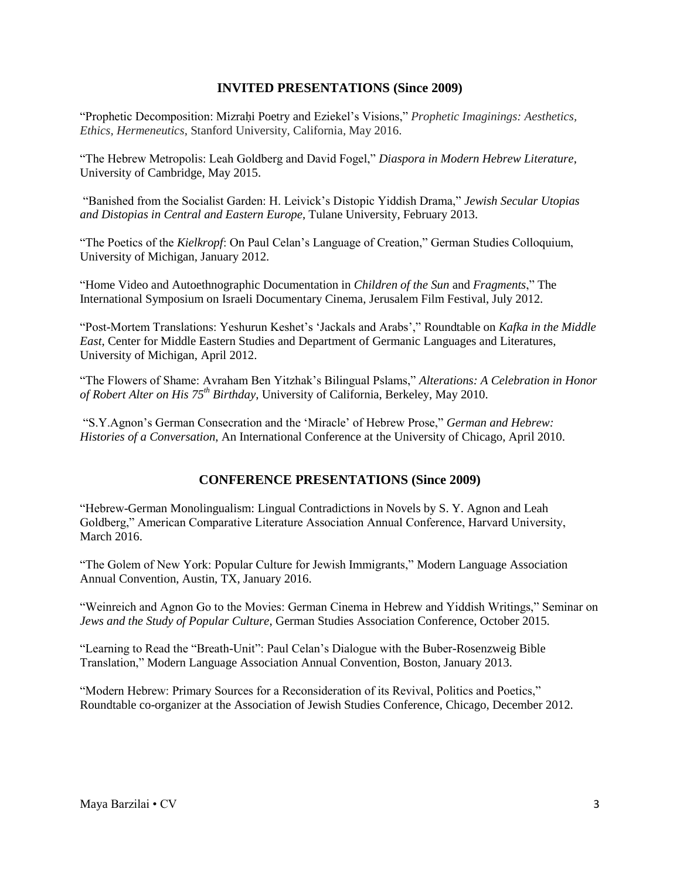## INVITED PRESENTATIONS (Since 2009)

"Prophetic Decomposition: Mizraḥi Poetry and Eziekel's Visions," *Prophetic Imaginings: Aesthetics, Ethics, Hermeneutics*, Stanford University, California, May 2016.

"The Hebrew Metropolis: Leah Goldberg and David Fogel," *Diaspora in Modern Hebrew Literature*, University of Cambridge, May 2015.

"Banished from the Socialist Garden: H. Leivick's Distopic Yiddish Drama," *Jewish Secular Utopias and Distopias in Central and Eastern Europe*, Tulane University, February 2013.

"The Poetics of the *Kielkropf*: On Paul Celan's Language of Creation," German Studies Colloquium, University of Michigan, January 2012.

"Home Video and Autoethnographic Documentation in *Children of the Sun* and *Fragments*," The International Symposium on Israeli Documentary Cinema, Jerusalem Film Festival, July 2012.

"Post-Mortem Translations: Yeshurun Keshet's 'Jackals and Arabs'," Roundtable on *Kafka in the Middle East*, Center for Middle Eastern Studies and Department of Germanic Languages and Literatures, University of Michigan, April 2012.

"The Flowers of Shame: Avraham Ben Yitzhak's Bilingual Pslams," *Alterations: A Celebration in Honor of Robert Alter on His 75th Birthday*, University of California, Berkeley, May 2010.

"S.Y.Agnon's German Consecration and the 'Miracle' of Hebrew Prose," *German and Hebrew: Histories of a Conversation*, An International Conference at the University of Chicago, April 2010.

## CONFERENCE PRESENTATIONS (Since 2009)

"Hebrew-German Monolingualism: Lingual Contradictions in Novels by S. Y. Agnon and Leah Goldberg," American Comparative Literature Association Annual Conference, Harvard University, March 2016.

"The Golem of New York: Popular Culture for Jewish Immigrants," Modern Language Association Annual Convention, Austin, TX, January 2016.

"Weinreich and Agnon Go to the Movies: German Cinema in Hebrew and Yiddish Writings," Seminar on *Jews and the Study of Popular Culture*, German Studies Association Conference, October 2015.

"Learning to Read the "Breath-Unit": Paul Celan's Dialogue with the Buber-Rosenzweig Bible Translation," Modern Language Association Annual Convention, Boston, January 2013.

"Modern Hebrew: Primary Sources for a Reconsideration of its Revival, Politics and Poetics," Roundtable co-organizer at the Association of Jewish Studies Conference, Chicago, December 2012.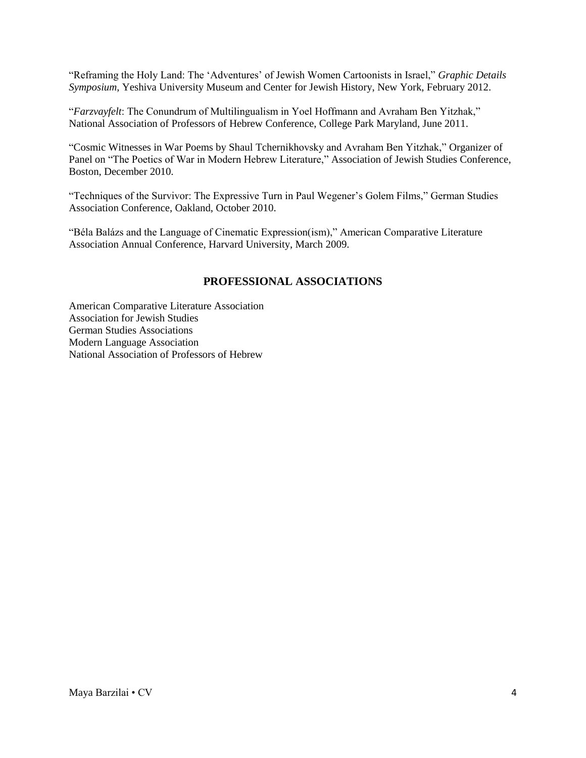"Reframing the Holy Land: The 'Adventures' of Jewish Women Cartoonists in Israel," *Graphic Details Symposium*, Yeshiva University Museum and Center for Jewish History, New York, February 2012.

"*Farzvayfelt*: The Conundrum of Multilingualism in Yoel Hoffmann and Avraham Ben Yitzhak," National Association of Professors of Hebrew Conference, College Park Maryland, June 2011.

"Cosmic Witnesses in War Poems by Shaul Tchernikhovsky and Avraham Ben Yitzhak," Organizer of Panel on "The Poetics of War in Modern Hebrew Literature," Association of Jewish Studies Conference, Boston, December 2010.

"Techniques of the Survivor: The Expressive Turn in Paul Wegener's Golem Films," German Studies Association Conference, Oakland, October 2010.

"Béla Balázs and the Language of Cinematic Expression(ism)," American Comparative Literature Association Annual Conference, Harvard University, March 2009.

## PROFESSIONAL ASSOCIATIONS

American Comparative Literature Association
Association for Jewish Studies
German Studies Associations
Modern Language Association
National Association of Professors of Hebrew